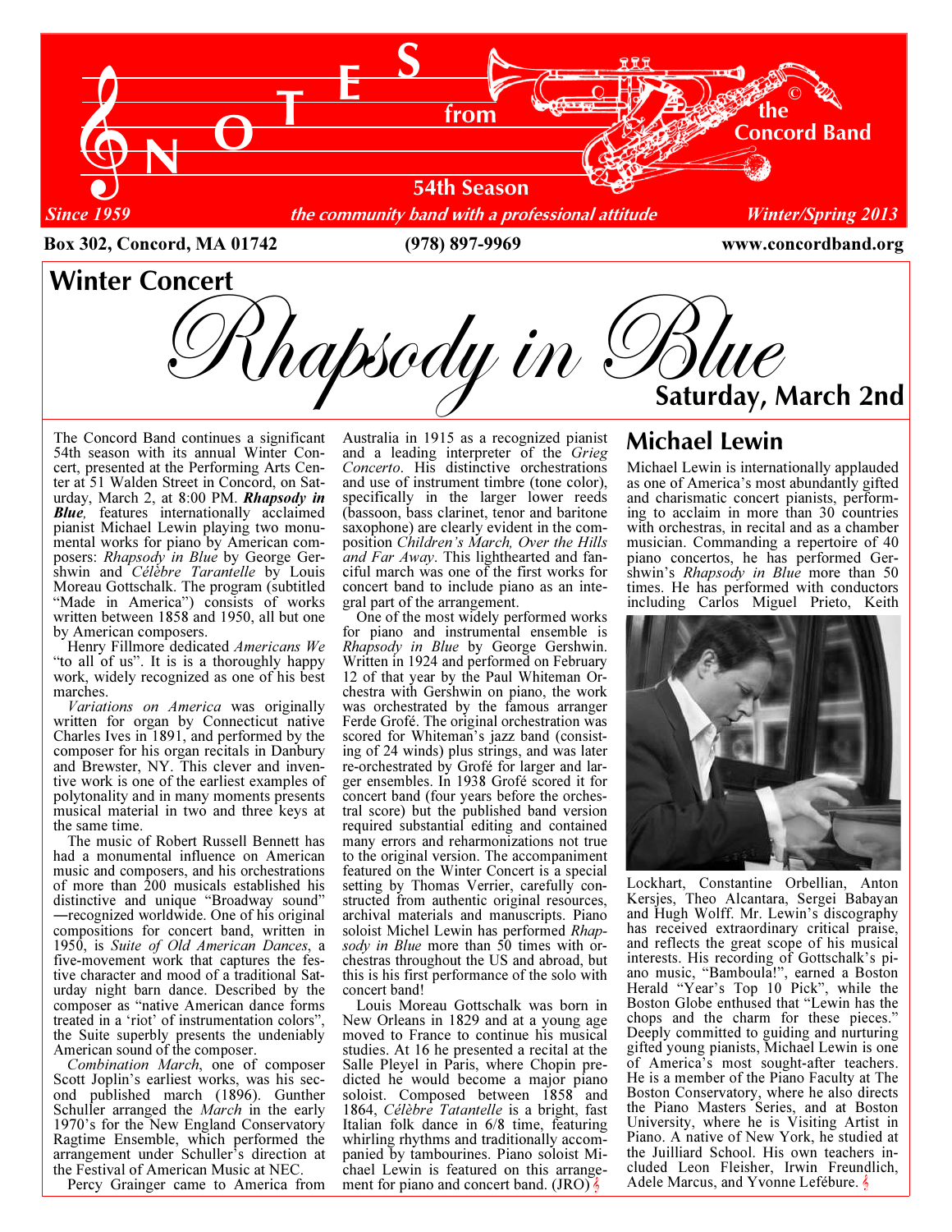# NOTES from the Concord Band

**54th Season**

*Since 1959* — *the community band with a professional attitude* — *Winter/Spring 2013*

**Box 302, Concord, MA 01742** **(978) 897-9969** **www.concordband.org**

## Winter Concert

# *Rhapsody in Blue*

**Saturday, March 2nd**

The Concord Band continues a significant 54th season with its annual Winter Concert, presented at the Performing Arts Center at 51 Walden Street in Concord, on Saturday, March 2, at 8:00 PM. ***Rhapsody in Blue****,* features internationally acclaimed pianist Michael Lewin playing two monumental works for piano by American composers: *Rhapsody in Blue* by George Gershwin and *Célèbre Tarantelle* by Louis Moreau Gottschalk. The program (subtitled "Made in America") consists of works written between 1858 and 1950, all but one by American composers.

Henry Fillmore dedicated *Americans We* "to all of us". It is is a thoroughly happy work, widely recognized as one of his best marches.

*Variations on America* was originally written for organ by Connecticut native Charles Ives in 1891, and performed by the composer for his organ recitals in Danbury and Brewster, NY. This clever and inventive work is one of the earliest examples of polytonality and in many moments presents musical material in two and three keys at the same time.

The music of Robert Russell Bennett has had a monumental influence on American music and composers, and his orchestrations of more than 200 musicals established his distinctive and unique "Broadway sound" —recognized worldwide. One of his original compositions for concert band, written in 1950, is *Suite of Old American Dances*, a five-movement work that captures the festive character and mood of a traditional Saturday night barn dance. Described by the composer as "native American dance forms treated in a 'riot' of instrumentation colors", the Suite superbly presents the undeniably American sound of the composer.

*Combination March*, one of composer Scott Joplin's earliest works, was his second published march (1896). Gunther Schuller arranged the *March* in the early 1970's for the New England Conservatory Ragtime Ensemble, which performed the arrangement under Schuller's direction at the Festival of American Music at NEC.

Percy Grainger came to America from Australia in 1915 as a recognized pianist and a leading interpreter of the *Grieg Concerto*. His distinctive orchestrations and use of instrument timbre (tone color), specifically in the larger lower reeds (bassoon, bass clarinet, tenor and baritone saxophone) are clearly evident in the composition *Children's March, Over the Hills and Far Away*. This lighthearted and fanciful march was one of the first works for concert band to include piano as an integral part of the arrangement.

One of the most widely performed works for piano and instrumental ensemble is *Rhapsody in Blue* by George Gershwin. Written in 1924 and performed on February 12 of that year by the Paul Whiteman Orchestra with Gershwin on piano, the work was orchestrated by the famous arranger Ferde Grofé. The original orchestration was scored for Whiteman's jazz band (consisting of 24 winds) plus strings, and was later re-orchestrated by Grofé for larger and larger ensembles. In 1938 Grofé scored it for concert band (four years before the orchestral score) but the published band version required substantial editing and contained many errors and reharmonizations not true to the original version. The accompaniment featured on the Winter Concert is a special setting by Thomas Verrier, carefully constructed from authentic original resources, archival materials and manuscripts. Piano soloist Michel Lewin has performed *Rhapsody in Blue* more than 50 times with orchestras throughout the US and abroad, but this is his first performance of the solo with concert band!

Louis Moreau Gottschalk was born in New Orleans in 1829 and at a young age moved to France to continue his musical studies. At 16 he presented a recital at the Salle Pleyel in Paris, where Chopin predicted he would become a major piano soloist. Composed between 1858 and 1864, *Célèbre Tatantelle* is a bright, fast Italian folk dance in 6/8 time, featuring whirling rhythms and traditionally accompanied by tambourines. Piano soloist Michael Lewin is featured on this arrangement for piano and concert band. (JRO)

## Michael Lewin

Michael Lewin is internationally applauded as one of America's most abundantly gifted and charismatic concert pianists, performing to acclaim in more than 30 countries with orchestras, in recital and as a chamber musician. Commanding a repertoire of 40 piano concertos, he has performed Gershwin's *Rhapsody in Blue* more than 50 times. He has performed with conductors including Carlos Miguel Prieto, Keith Lockhart, Constantine Orbellian, Anton Kersjes, Theo Alcantara, Sergei Babayan and Hugh Wolff. Mr. Lewin's discography has received extraordinary critical praise, and reflects the great scope of his musical interests. His recording of Gottschalk's piano music, "Bamboula!", earned a Boston Herald "Year's Top 10 Pick", while the Boston Globe enthused that "Lewin has the chops and the charm for these pieces." Deeply committed to guiding and nurturing gifted young pianists, Michael Lewin is one of America's most sought-after teachers. He is a member of the Piano Faculty at The Boston Conservatory, where he also directs the Piano Masters Series, and at Boston University, where he is Visiting Artist in Piano. A native of New York, he studied at the Juilliard School. His own teachers included Leon Fleisher, Irwin Freundlich, Adele Marcus, and Yvonne Lefébure.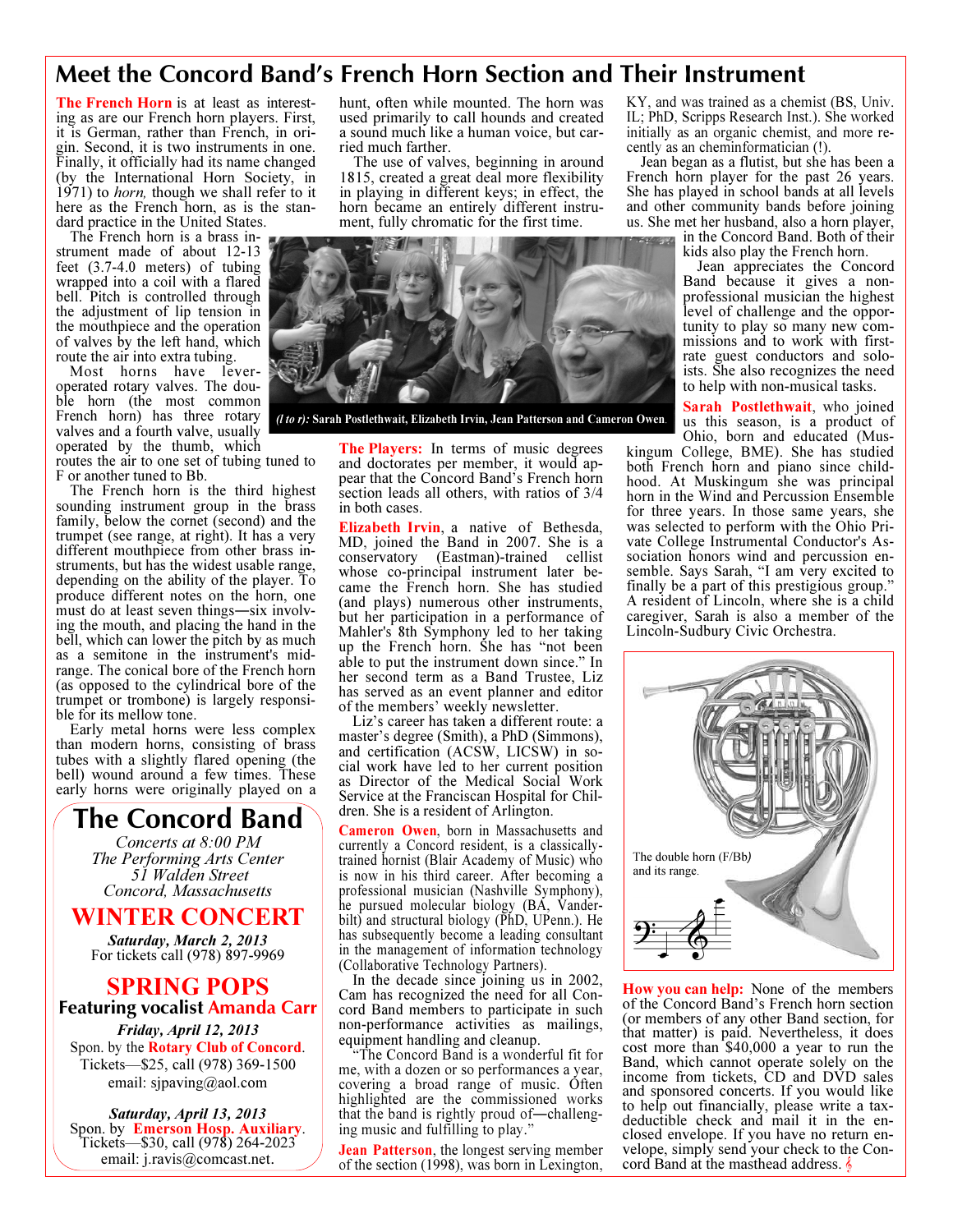# Meet the Concord Band's French Horn Section and Their Instrument

**The French Horn** is at least as interesting as are our French horn players. First, it is German, rather than French, in origin. Second, it is two instruments in one. Finally, it officially had its name changed (by the International Horn Society, in 1971) to *horn,* though we shall refer to it here as the French horn, as is the standard practice in the United States.

The French horn is a brass instrument made of about 12-13 feet (3.7-4.0 meters) of tubing wrapped into a coil with a flared bell. Pitch is controlled through the adjustment of lip tension in the mouthpiece and the operation of valves by the left hand, which route the air into extra tubing.

Most horns have lever-operated rotary valves. The double horn (the most common French horn) has three rotary valves and a fourth valve, usually operated by the thumb, which routes the air to one set of tubing tuned to F or another tuned to Bb.

The French horn is the third highest sounding instrument group in the brass family, below the cornet (second) and the trumpet (see range, at right). It has a very different mouthpiece from other brass instruments, but has the widest usable range, depending on the ability of the player. To produce different notes on the horn, one must do at least seven things—six involving the mouth, and placing the hand in the bell, which can lower the pitch by as much as a semitone in the instrument's mid-range. The conical bore of the French horn (as opposed to the cylindrical bore of the trumpet or trombone) is largely responsible for its mellow tone.

Early metal horns were less complex than modern horns, consisting of brass tubes with a slightly flared opening (the bell) wound around a few times. These early horns were originally played on a hunt, often while mounted. The horn was used primarily to call hounds and created a sound much like a human voice, but carried much farther.

The use of valves, beginning in around 1815, created a great deal more flexibility in playing in different keys; in effect, the horn became an entirely different instrument, fully chromatic for the first time.

*(l to r):* Sarah Postlethwait, Elizabeth Irvin, Jean Patterson and Cameron Owen.

**The Players:** In terms of music degrees and doctorates per member, it would appear that the Concord Band's French horn section leads all others, with ratios of 3/4 in both cases.

**Elizabeth Irvin**, a native of Bethesda, MD, joined the Band in 2007. She is a conservatory (Eastman)-trained cellist whose co-principal instrument later became the French horn. She has studied (and plays) numerous other instruments, but her participation in a performance of Mahler's 8th Symphony led to her taking up the French horn. She has "not been able to put the instrument down since." In her second term as a Band Trustee, Liz has served as an event planner and editor of the members' weekly newsletter.

Liz's career has taken a different route: a master's degree (Smith), a PhD (Simmons), and certification (ACSW, LICSW) in social work have led to her current position as Director of the Medical Social Work Service at the Franciscan Hospital for Children. She is a resident of Arlington.

**Cameron Owen**, born in Massachusetts and currently a Concord resident, is a classically-trained hornist (Blair Academy of Music) who is now in his third career. After becoming a professional musician (Nashville Symphony), he pursued molecular biology (BA, Vanderbilt) and structural biology (PhD, UPenn.). He has subsequently become a leading consultant in the management of information technology (Collaborative Technology Partners).

In the decade since joining us in 2002, Cam has recognized the need for all Concord Band members to participate in such non-performance activities as mailings, equipment handling and cleanup.

"The Concord Band is a wonderful fit for me, with a dozen or so performances a year, covering a broad range of music. Often highlighted are the commissioned works that the band is rightly proud of—challenging music and fulfilling to play."

**Jean Patterson**, the longest serving member of the section (1998), was born in Lexington, KY, and was trained as a chemist (BS, Univ. IL; PhD, Scripps Research Inst.). She worked initially as an organic chemist, and more recently as an cheminformatician (!).

Jean began as a flutist, but she has been a French horn player for the past 26 years. She has played in school bands at all levels and other community bands before joining us. She met her husband, also a horn player, in the Concord Band. Both of their kids also play the French horn.

Jean appreciates the Concord Band because it gives a non-professional musician the highest level of challenge and the opportunity to play so many new commissions and to work with first-rate guest conductors and soloists. She also recognizes the need to help with non-musical tasks.

**Sarah Postlethwait**, who joined us this season, is a product of Ohio, born and educated (Muskingum College, BME). She has studied both French horn and piano since childhood. At Muskingum she was principal horn in the Wind and Percussion Ensemble for three years. In those same years, she was selected to perform with the Ohio Private College Instrumental Conductor's Association honors wind and percussion ensemble. Says Sarah, "I am very excited to finally be a part of this prestigious group." A resident of Lincoln, where she is a child caregiver, Sarah is also a member of the Lincoln-Sudbury Civic Orchestra.

The double horn (F/Bb*)* and its range.

**How you can help:** None of the members of the Concord Band's French horn section (or members of any other Band section, for that matter) is paid. Nevertheless, it does cost more than $40,000 a year to run the Band, which cannot operate solely on the income from tickets, CD and DVD sales and sponsored concerts. If you would like to help out financially, please write a tax-deductible check and mail it in the enclosed envelope. If you have no return envelope, simply send your check to the Concord Band at the masthead address.

---

## The Concord Band

*Concerts at 8:00 PM*
*The Performing Arts Center*
*51 Walden Street*
*Concord, Massachusetts*

## WINTER CONCERT

***Saturday, March 2, 2013***
For tickets call (978) 897-9969

## SPRING POPS

**Featuring vocalist Amanda Carr**

***Friday, April 12, 2013***
Spon. by the **Rotary Club of Concord**.
Tickets—$25, call (978) 369-1500
email: sjpaving@aol.com

***Saturday, April 13, 2013***
Spon. by **Emerson Hosp. Auxiliary**.
Tickets—$30, call (978) 264-2023
email: j.ravis@comcast.net.